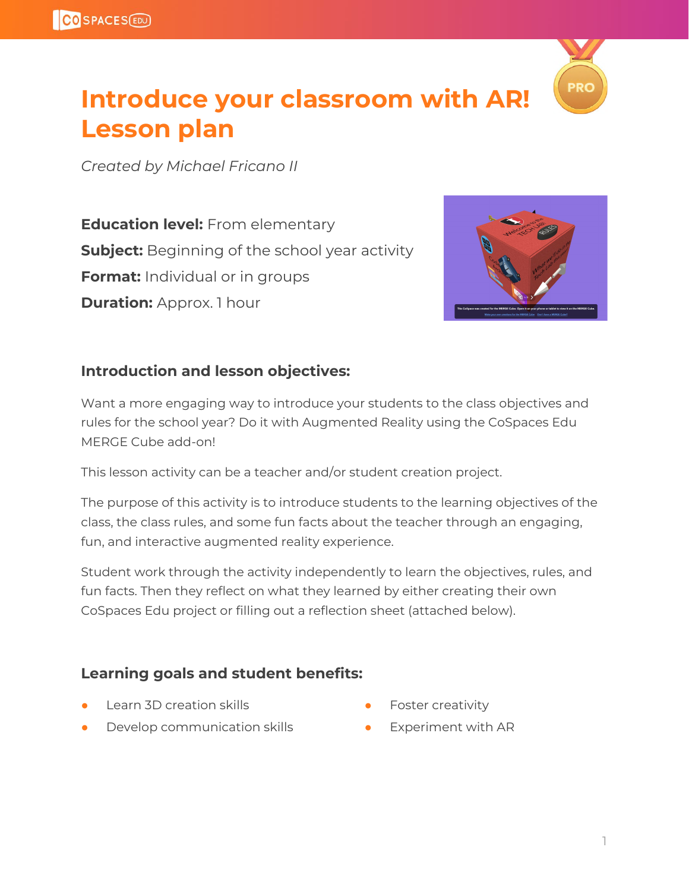# Introduce your classroom with AR! Lesson plan

*Created by Michael Fricano II*

**Education level:** From elementary

**Subject:** Beginning of the school year activity

**Format:** Individual or in groups

**Duration:** Approx. 1 hour

## Introduction and lesson objectives:

Want a more engaging way to introduce your students to the class objectives and rules for the school year? Do it with Augmented Reality using the CoSpaces Edu MERGE Cube add-on!

This lesson activity can be a teacher and/or student creation project.

The purpose of this activity is to introduce students to the learning objectives of the class, the class rules, and some fun facts about the teacher through an engaging, fun, and interactive augmented reality experience.

Student work through the activity independently to learn the objectives, rules, and fun facts. Then they reflect on what they learned by either creating their own CoSpaces Edu project or filling out a reflection sheet (attached below).

## Learning goals and student benefits:

- Learn 3D creation skills
- Develop communication skills
- Foster creativity
- Experiment with AR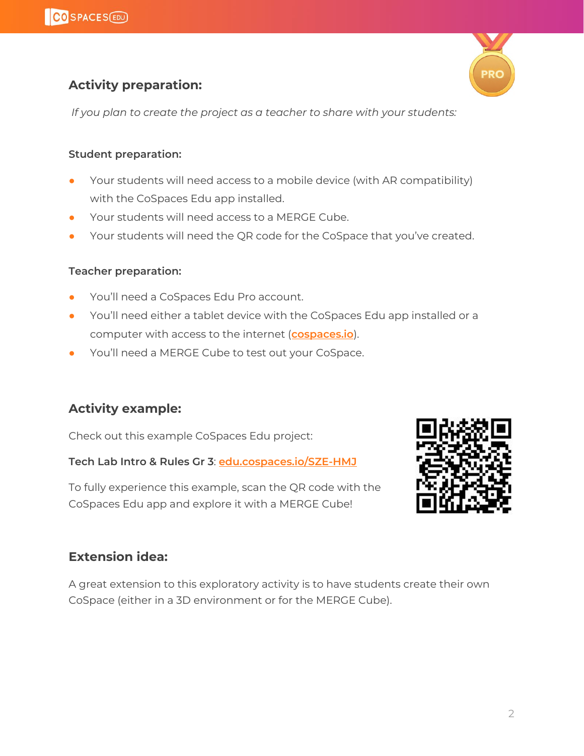## Activity preparation:

*If you plan to create the project as a teacher to share with your students:*

### Student preparation:

- Your students will need access to a mobile device (with AR compatibility) with the CoSpaces Edu app installed.
- Your students will need access to a MERGE Cube.
- Your students will need the QR code for the CoSpace that you've created.

### Teacher preparation:

- You'll need a CoSpaces Edu Pro account.
- You'll need either a tablet device with the CoSpaces Edu app installed or a computer with access to the internet (cospaces.io).
- You'll need a MERGE Cube to test out your CoSpace.

## Activity example:

Check out this example CoSpaces Edu project:

**Tech Lab Intro & Rules Gr 3**: edu.cospaces.io/SZE-HMJ

To fully experience this example, scan the QR code with the CoSpaces Edu app and explore it with a MERGE Cube!

## Extension idea:

A great extension to this exploratory activity is to have students create their own CoSpace (either in a 3D environment or for the MERGE Cube).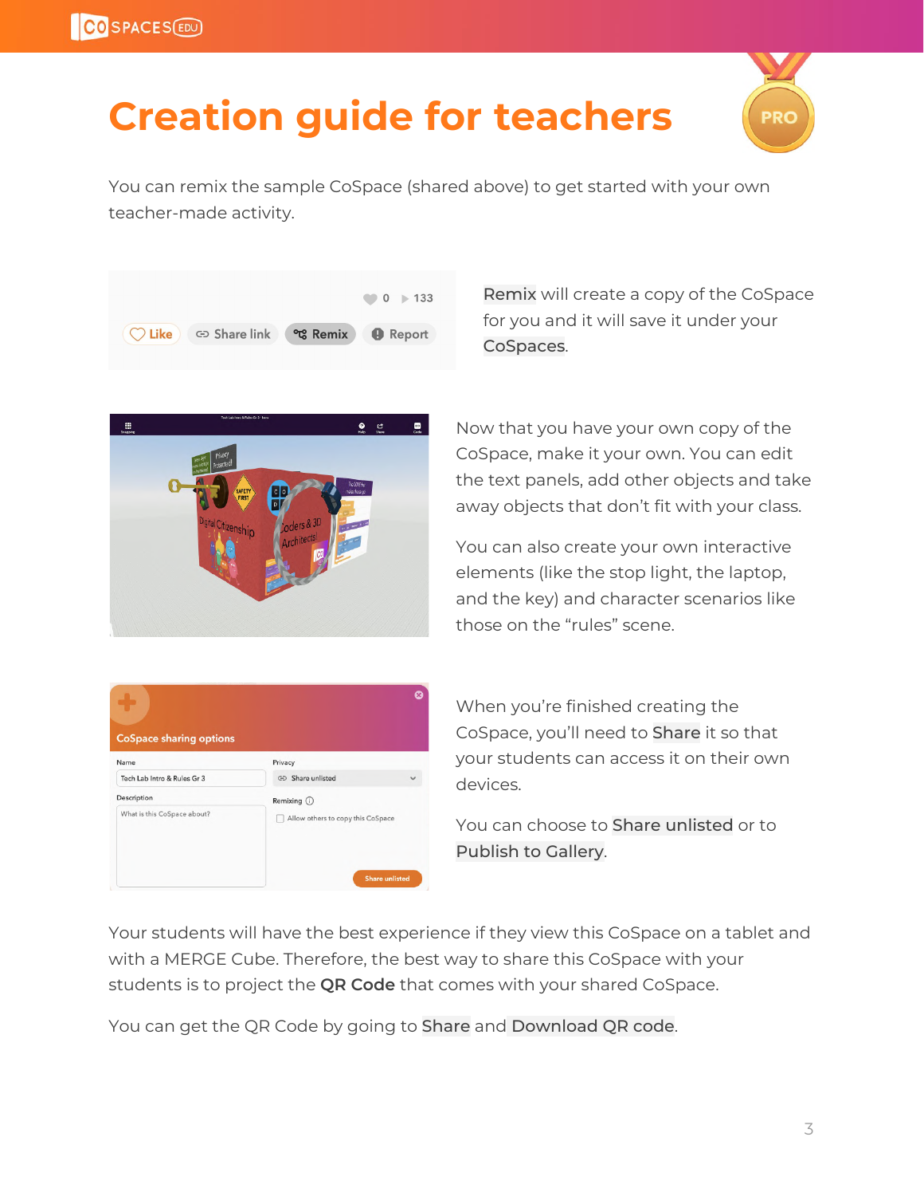# Creation guide for teachers

You can remix the sample CoSpace (shared above) to get started with your own teacher-made activity.

Remix will create a copy of the CoSpace for you and it will save it under your CoSpaces.

Now that you have your own copy of the CoSpace, make it your own. You can edit the text panels, add other objects and take away objects that don't fit with your class.

You can also create your own interactive elements (like the stop light, the laptop, and the key) and character scenarios like those on the "rules" scene.

When you're finished creating the CoSpace, you'll need to Share it so that your students can access it on their own devices.

You can choose to Share unlisted or to Publish to Gallery.

Your students will have the best experience if they view this CoSpace on a tablet and with a MERGE Cube. Therefore, the best way to share this CoSpace with your students is to project the **QR Code** that comes with your shared CoSpace.

You can get the QR Code by going to Share and Download QR code.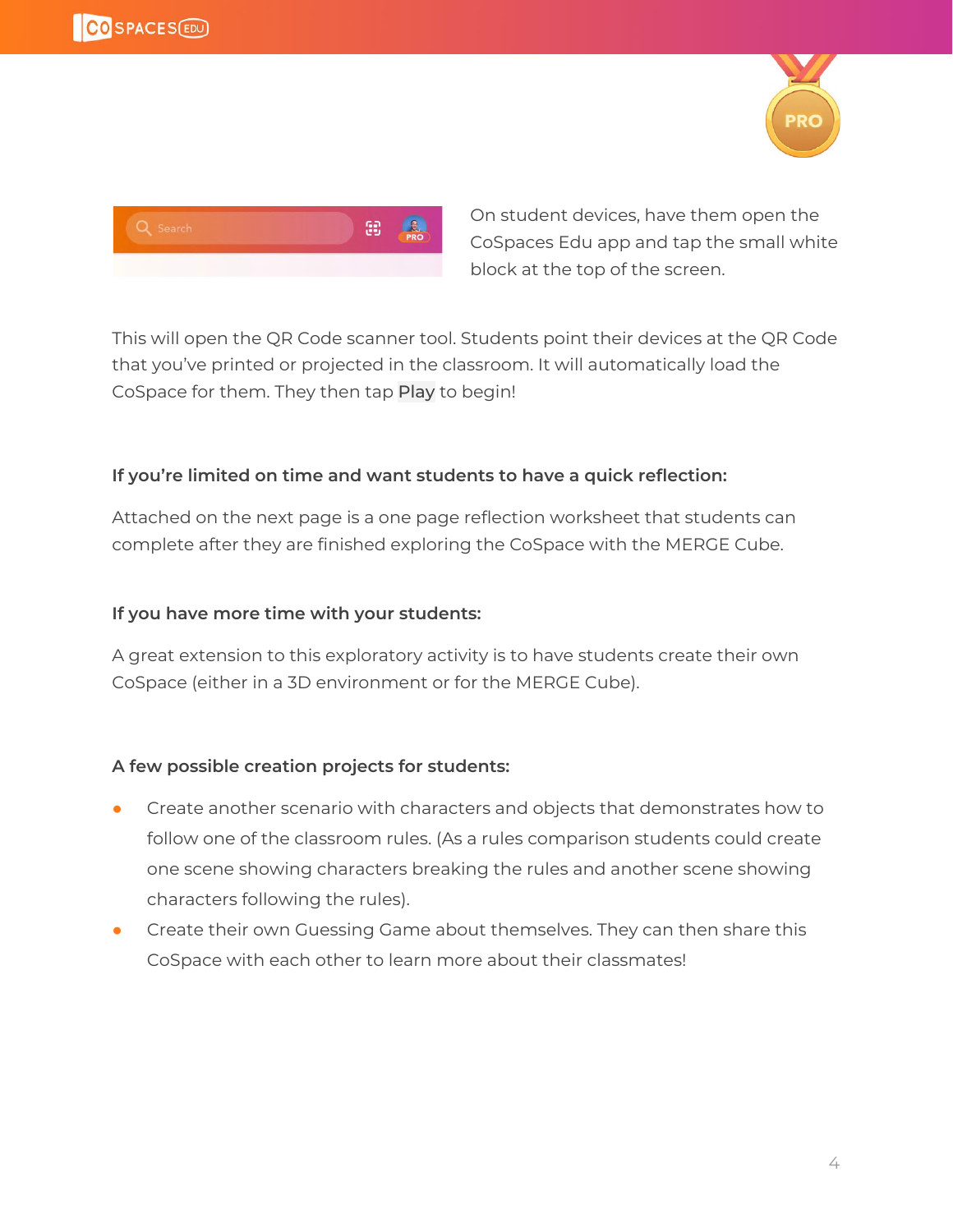On student devices, have them open the CoSpaces Edu app and tap the small white block at the top of the screen.

This will open the QR Code scanner tool. Students point their devices at the QR Code that you've printed or projected in the classroom. It will automatically load the CoSpace for them. They then tap Play to begin!

**If you're limited on time and want students to have a quick reflection:**

Attached on the next page is a one page reflection worksheet that students can complete after they are finished exploring the CoSpace with the MERGE Cube.

**If you have more time with your students:**

A great extension to this exploratory activity is to have students create their own CoSpace (either in a 3D environment or for the MERGE Cube).

**A few possible creation projects for students:**

- Create another scenario with characters and objects that demonstrates how to follow one of the classroom rules. (As a rules comparison students could create one scene showing characters breaking the rules and another scene showing characters following the rules).
- Create their own Guessing Game about themselves. They can then share this CoSpace with each other to learn more about their classmates!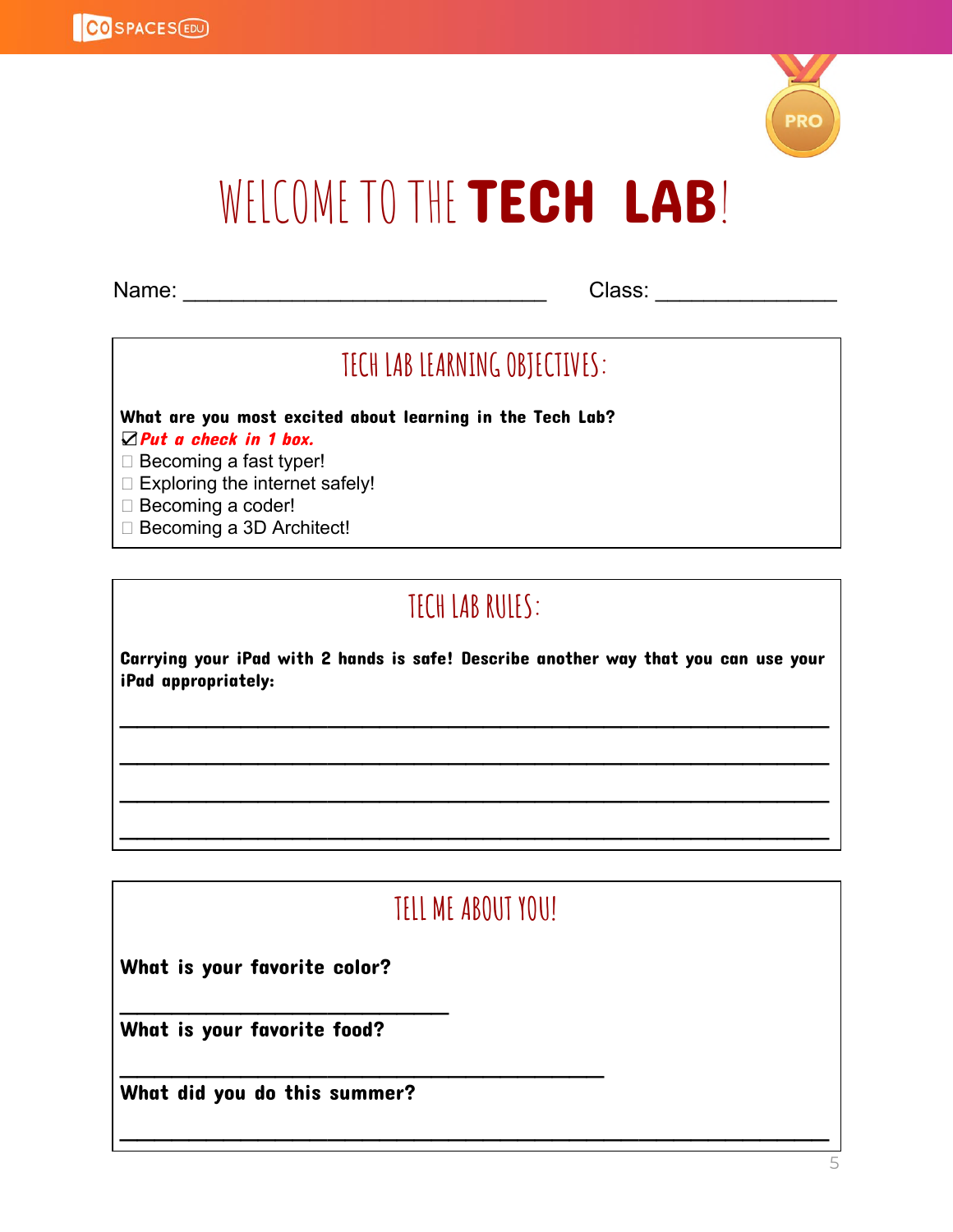# WELCOME TO THE **TECH LAB**!

Name: ______________________________ Class: _______________

## TECH LAB LEARNING OBJECTIVES:

**What are you most excited about learning in the Tech Lab?**

☑ ***Put a check in 1 box.***

☐ Becoming a fast typer!

☐ Exploring the internet safely!

☐ Becoming a coder!

☐ Becoming a 3D Architect!

## TECH LAB RULES:

**Carrying your iPad with 2 hands is safe! Describe another way that you can use your iPad appropriately:**

___________________________________________________________

___________________________________________________________

___________________________________________________________

___________________________________________________________

## TELL ME ABOUT YOU!

**What is your favorite color?**

___________________________

**What is your favorite food?**

________________________________________

**What did you do this summer?**

___________________________________________________________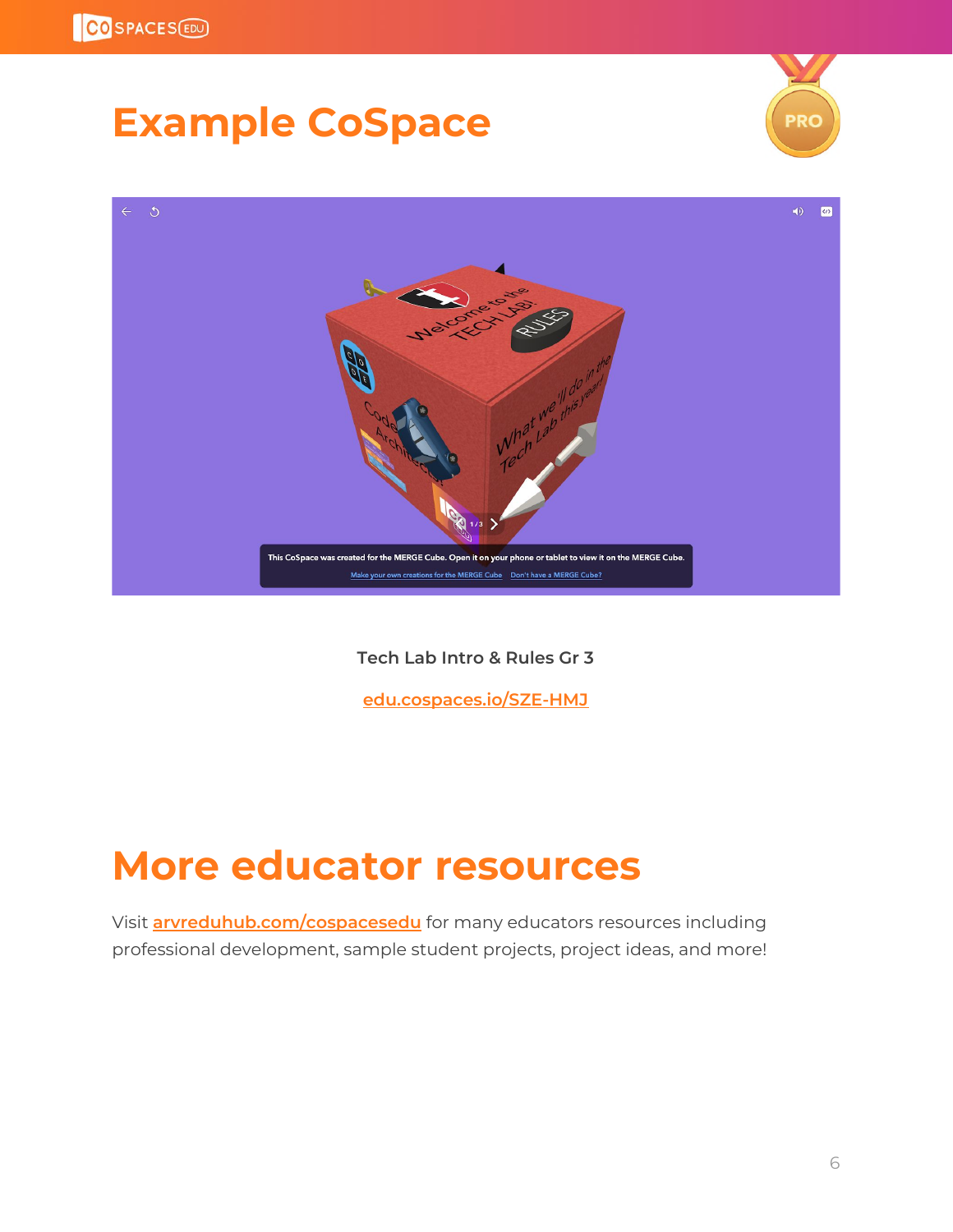# Example CoSpace

Tech Lab Intro & Rules Gr 3

[edu.cospaces.io/SZE-HMJ](edu.cospaces.io/SZE-HMJ)

# More educator resources

Visit [arvreduhub.com/cospacesedu](arvreduhub.com/cospacesedu) for many educators resources including professional development, sample student projects, project ideas, and more!